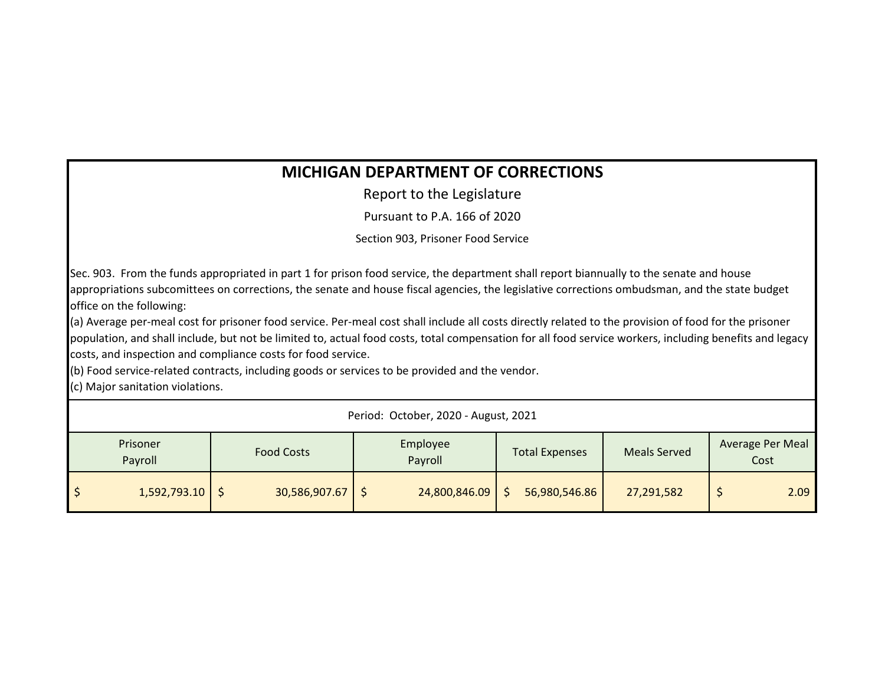# MICHIGAN DEPARTMENT OF CORRECTIONS

Report to the Legislature

Pursuant to P.A. 166 of 2020

Section 903, Prisoner Food Service

Sec. 903. From the funds appropriated in part 1 for prison food service, the department shall report biannually to the senate and house appropriations subcomittees on corrections, the senate and house fiscal agencies, the legislative corrections ombudsman, and the state budget office on the following:

(a) Average per-meal cost for prisoner food service. Per-meal cost shall include all costs directly related to the provision of food for the prisoner population, and shall include, but not be limited to, actual food costs, total compensation for all food service workers, including benefits and legacy costs, and inspection and compliance costs for food service.

(b) Food service-related contracts, including goods or services to be provided and the vendor.

(c) Major sanitation violations.

Period: October, 2020 - August, 2021

| Prisoner Payroll | Food Costs | Employee Payroll | Total Expenses | Meals Served | Average Per Meal Cost |
|---|---|---|---|---|---|
| $ 1,592,793.10 | $ 30,586,907.67 | $ 24,800,846.09 | $ 56,980,546.86 | 27,291,582 | $ 2.09 |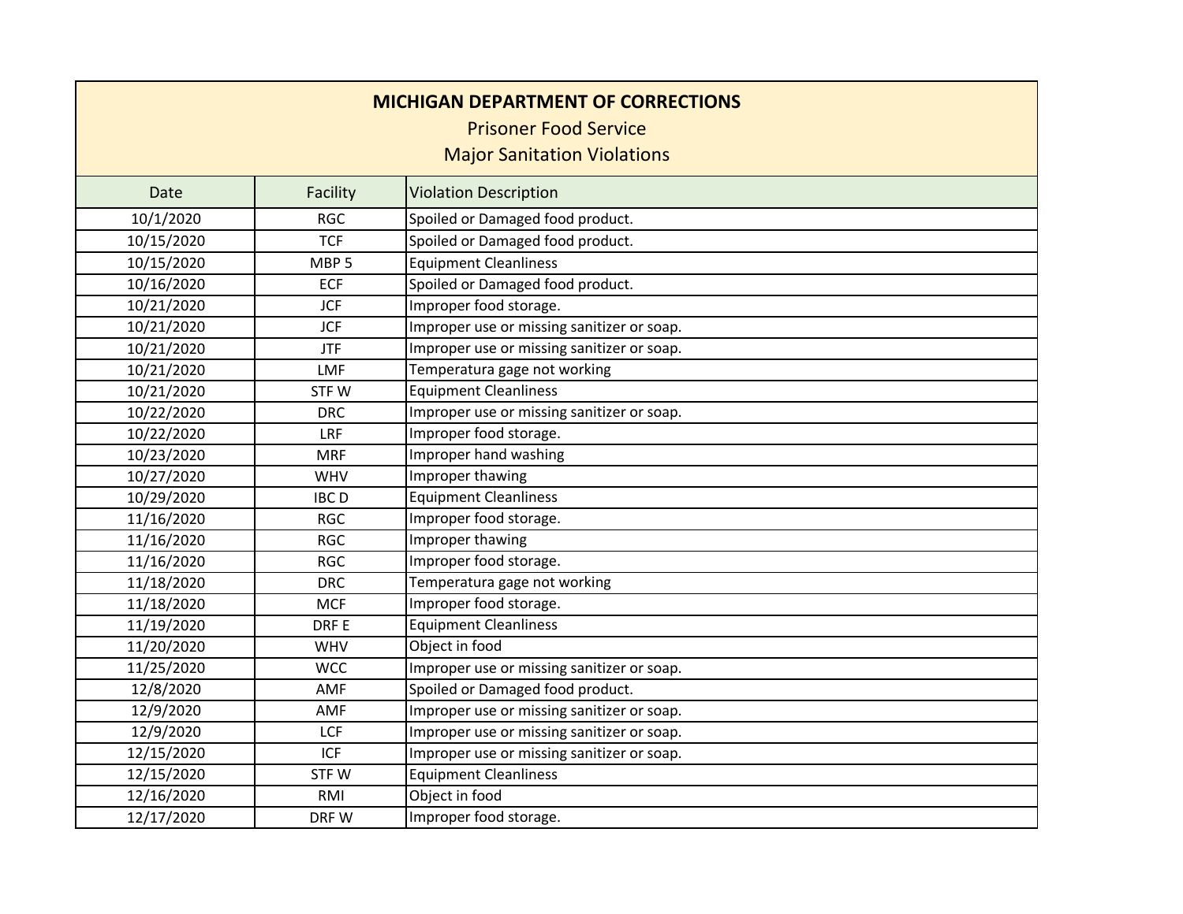# MICHIGAN DEPARTMENT OF CORRECTIONS

## Prisoner Food Service

## Major Sanitation Violations

| Date | Facility | Violation Description |
|---|---|---|
| 10/1/2020 | RGC | Spoiled or Damaged food product. |
| 10/15/2020 | TCF | Spoiled or Damaged food product. |
| 10/15/2020 | MBP 5 | Equipment Cleanliness |
| 10/16/2020 | ECF | Spoiled or Damaged food product. |
| 10/21/2020 | JCF | Improper food storage. |
| 10/21/2020 | JCF | Improper use or missing sanitizer or soap. |
| 10/21/2020 | JTF | Improper use or missing sanitizer or soap. |
| 10/21/2020 | LMF | Temperatura gage not working |
| 10/21/2020 | STF W | Equipment Cleanliness |
| 10/22/2020 | DRC | Improper use or missing sanitizer or soap. |
| 10/22/2020 | LRF | Improper food storage. |
| 10/23/2020 | MRF | Improper hand washing |
| 10/27/2020 | WHV | Improper thawing |
| 10/29/2020 | IBC D | Equipment Cleanliness |
| 11/16/2020 | RGC | Improper food storage. |
| 11/16/2020 | RGC | Improper thawing |
| 11/16/2020 | RGC | Improper food storage. |
| 11/18/2020 | DRC | Temperatura gage not working |
| 11/18/2020 | MCF | Improper food storage. |
| 11/19/2020 | DRF E | Equipment Cleanliness |
| 11/20/2020 | WHV | Object in food |
| 11/25/2020 | WCC | Improper use or missing sanitizer or soap. |
| 12/8/2020 | AMF | Spoiled or Damaged food product. |
| 12/9/2020 | AMF | Improper use or missing sanitizer or soap. |
| 12/9/2020 | LCF | Improper use or missing sanitizer or soap. |
| 12/15/2020 | ICF | Improper use or missing sanitizer or soap. |
| 12/15/2020 | STF W | Equipment Cleanliness |
| 12/16/2020 | RMI | Object in food |
| 12/17/2020 | DRF W | Improper food storage. |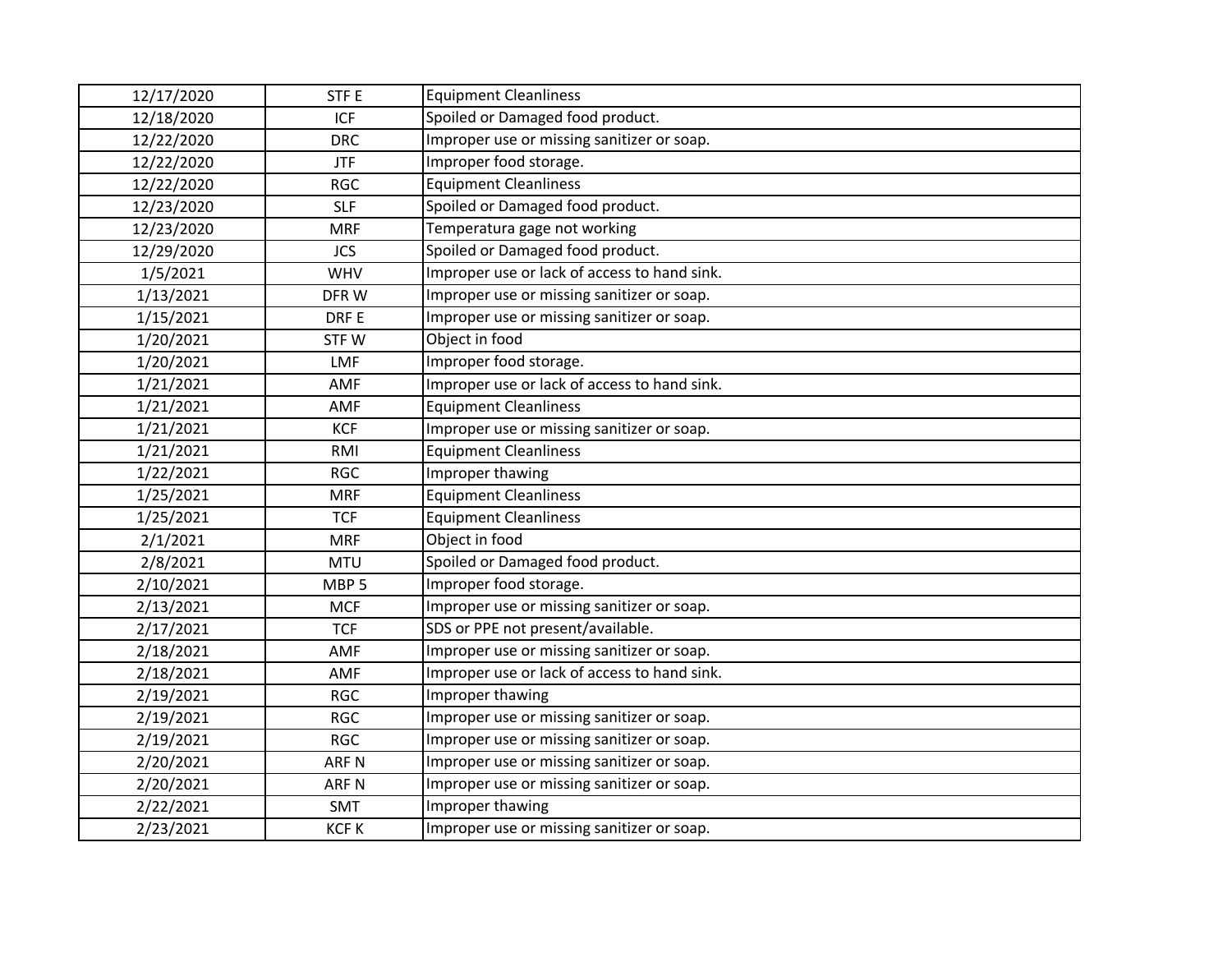| 12/17/2020 | STF E | Equipment Cleanliness |
|---|---|---|
| 12/18/2020 | ICF | Spoiled or Damaged food product. |
| 12/22/2020 | DRC | Improper use or missing sanitizer or soap. |
| 12/22/2020 | JTF | Improper food storage. |
| 12/22/2020 | RGC | Equipment Cleanliness |
| 12/23/2020 | SLF | Spoiled or Damaged food product. |
| 12/23/2020 | MRF | Temperatura gage not working |
| 12/29/2020 | JCS | Spoiled or Damaged food product. |
| 1/5/2021 | WHV | Improper use or lack of access to hand sink. |
| 1/13/2021 | DFR W | Improper use or missing sanitizer or soap. |
| 1/15/2021 | DRF E | Improper use or missing sanitizer or soap. |
| 1/20/2021 | STF W | Object in food |
| 1/20/2021 | LMF | Improper food storage. |
| 1/21/2021 | AMF | Improper use or lack of access to hand sink. |
| 1/21/2021 | AMF | Equipment Cleanliness |
| 1/21/2021 | KCF | Improper use or missing sanitizer or soap. |
| 1/21/2021 | RMI | Equipment Cleanliness |
| 1/22/2021 | RGC | Improper thawing |
| 1/25/2021 | MRF | Equipment Cleanliness |
| 1/25/2021 | TCF | Equipment Cleanliness |
| 2/1/2021 | MRF | Object in food |
| 2/8/2021 | MTU | Spoiled or Damaged food product. |
| 2/10/2021 | MBP 5 | Improper food storage. |
| 2/13/2021 | MCF | Improper use or missing sanitizer or soap. |
| 2/17/2021 | TCF | SDS or PPE not present/available. |
| 2/18/2021 | AMF | Improper use or missing sanitizer or soap. |
| 2/18/2021 | AMF | Improper use or lack of access to hand sink. |
| 2/19/2021 | RGC | Improper thawing |
| 2/19/2021 | RGC | Improper use or missing sanitizer or soap. |
| 2/19/2021 | RGC | Improper use or missing sanitizer or soap. |
| 2/20/2021 | ARF N | Improper use or missing sanitizer or soap. |
| 2/20/2021 | ARF N | Improper use or missing sanitizer or soap. |
| 2/22/2021 | SMT | Improper thawing |
| 2/23/2021 | KCF K | Improper use or missing sanitizer or soap. |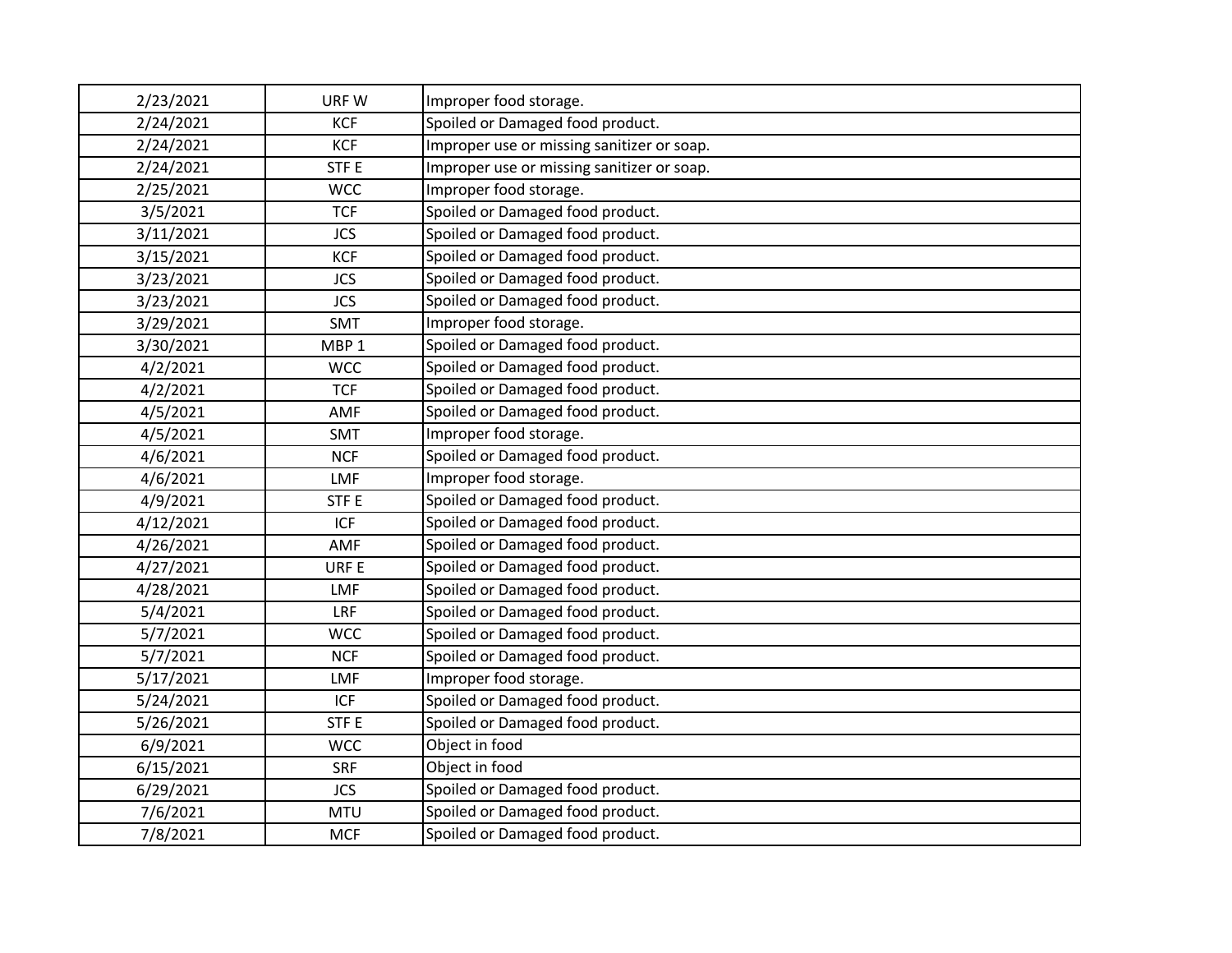| 2/23/2021 | URF W | Improper food storage. |
|---|---|---|
| 2/24/2021 | KCF | Spoiled or Damaged food product. |
| 2/24/2021 | KCF | Improper use or missing sanitizer or soap. |
| 2/24/2021 | STF E | Improper use or missing sanitizer or soap. |
| 2/25/2021 | WCC | Improper food storage. |
| 3/5/2021 | TCF | Spoiled or Damaged food product. |
| 3/11/2021 | JCS | Spoiled or Damaged food product. |
| 3/15/2021 | KCF | Spoiled or Damaged food product. |
| 3/23/2021 | JCS | Spoiled or Damaged food product. |
| 3/23/2021 | JCS | Spoiled or Damaged food product. |
| 3/29/2021 | SMT | Improper food storage. |
| 3/30/2021 | MBP 1 | Spoiled or Damaged food product. |
| 4/2/2021 | WCC | Spoiled or Damaged food product. |
| 4/2/2021 | TCF | Spoiled or Damaged food product. |
| 4/5/2021 | AMF | Spoiled or Damaged food product. |
| 4/5/2021 | SMT | Improper food storage. |
| 4/6/2021 | NCF | Spoiled or Damaged food product. |
| 4/6/2021 | LMF | Improper food storage. |
| 4/9/2021 | STF E | Spoiled or Damaged food product. |
| 4/12/2021 | ICF | Spoiled or Damaged food product. |
| 4/26/2021 | AMF | Spoiled or Damaged food product. |
| 4/27/2021 | URF E | Spoiled or Damaged food product. |
| 4/28/2021 | LMF | Spoiled or Damaged food product. |
| 5/4/2021 | LRF | Spoiled or Damaged food product. |
| 5/7/2021 | WCC | Spoiled or Damaged food product. |
| 5/7/2021 | NCF | Spoiled or Damaged food product. |
| 5/17/2021 | LMF | Improper food storage. |
| 5/24/2021 | ICF | Spoiled or Damaged food product. |
| 5/26/2021 | STF E | Spoiled or Damaged food product. |
| 6/9/2021 | WCC | Object in food |
| 6/15/2021 | SRF | Object in food |
| 6/29/2021 | JCS | Spoiled or Damaged food product. |
| 7/6/2021 | MTU | Spoiled or Damaged food product. |
| 7/8/2021 | MCF | Spoiled or Damaged food product. |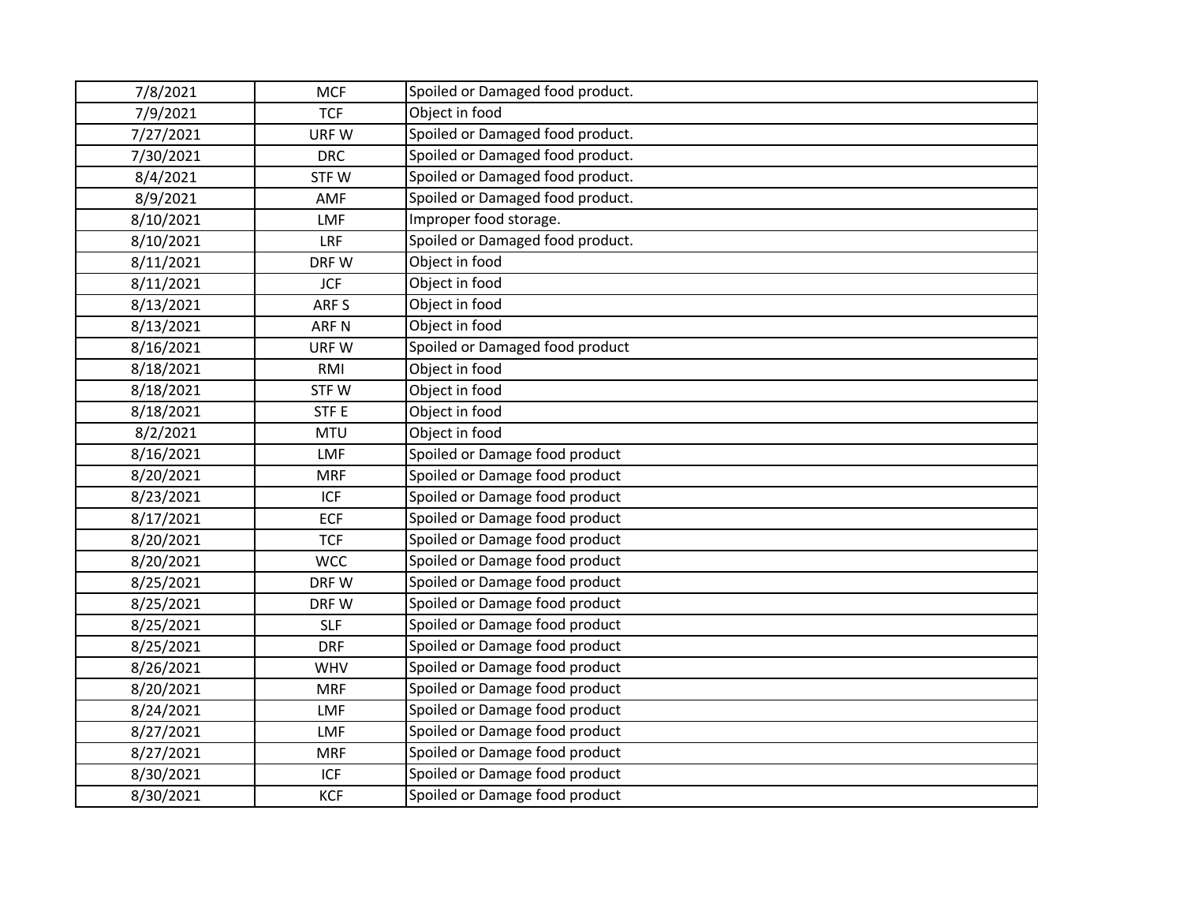| | | |
|---|---|---|
| 7/8/2021 | MCF | Spoiled or Damaged food product. |
| 7/9/2021 | TCF | Object in food |
| 7/27/2021 | URF W | Spoiled or Damaged food product. |
| 7/30/2021 | DRC | Spoiled or Damaged food product. |
| 8/4/2021 | STF W | Spoiled or Damaged food product. |
| 8/9/2021 | AMF | Spoiled or Damaged food product. |
| 8/10/2021 | LMF | Improper food storage. |
| 8/10/2021 | LRF | Spoiled or Damaged food product. |
| 8/11/2021 | DRF W | Object in food |
| 8/11/2021 | JCF | Object in food |
| 8/13/2021 | ARF S | Object in food |
| 8/13/2021 | ARF N | Object in food |
| 8/16/2021 | URF W | Spoiled or Damaged food product |
| 8/18/2021 | RMI | Object in food |
| 8/18/2021 | STF W | Object in food |
| 8/18/2021 | STF E | Object in food |
| 8/2/2021 | MTU | Object in food |
| 8/16/2021 | LMF | Spoiled or Damage food product |
| 8/20/2021 | MRF | Spoiled or Damage food product |
| 8/23/2021 | ICF | Spoiled or Damage food product |
| 8/17/2021 | ECF | Spoiled or Damage food product |
| 8/20/2021 | TCF | Spoiled or Damage food product |
| 8/20/2021 | WCC | Spoiled or Damage food product |
| 8/25/2021 | DRF W | Spoiled or Damage food product |
| 8/25/2021 | DRF W | Spoiled or Damage food product |
| 8/25/2021 | SLF | Spoiled or Damage food product |
| 8/25/2021 | DRF | Spoiled or Damage food product |
| 8/26/2021 | WHV | Spoiled or Damage food product |
| 8/20/2021 | MRF | Spoiled or Damage food product |
| 8/24/2021 | LMF | Spoiled or Damage food product |
| 8/27/2021 | LMF | Spoiled or Damage food product |
| 8/27/2021 | MRF | Spoiled or Damage food product |
| 8/30/2021 | ICF | Spoiled or Damage food product |
| 8/30/2021 | KCF | Spoiled or Damage food product |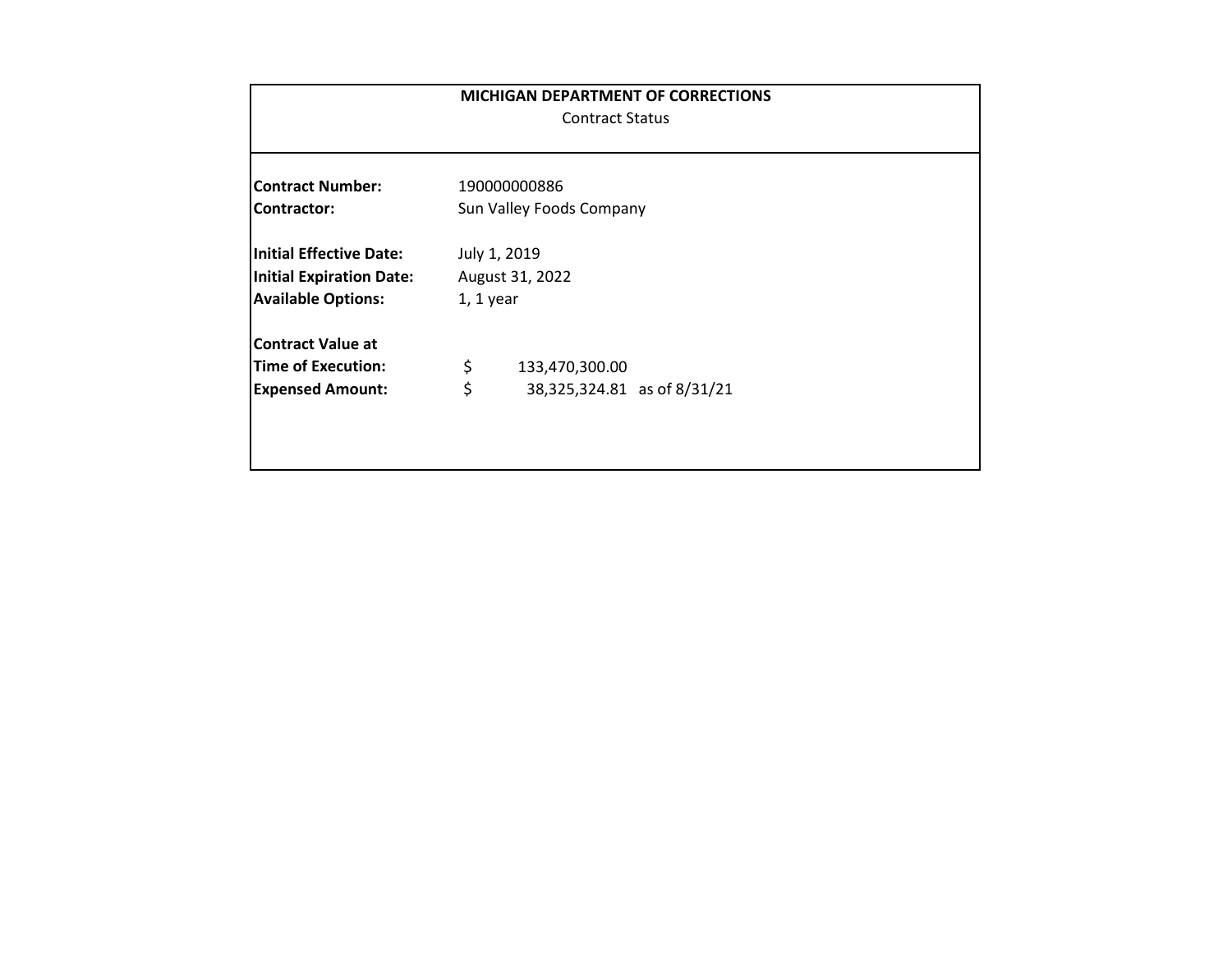**MICHIGAN DEPARTMENT OF CORRECTIONS**

Contract Status

| | |
|---|---|
| **Contract Number:** | 190000000886 |
| **Contractor:** | Sun Valley Foods Company |
| **Initial Effective Date:** | July 1, 2019 |
| **Initial Expiration Date:** | August 31, 2022 |
| **Available Options:** | 1, 1 year |
| **Contract Value at Time of Execution:** | $ 133,470,300.00 |
| **Expensed Amount:** | $ 38,325,324.81 as of 8/31/21 |